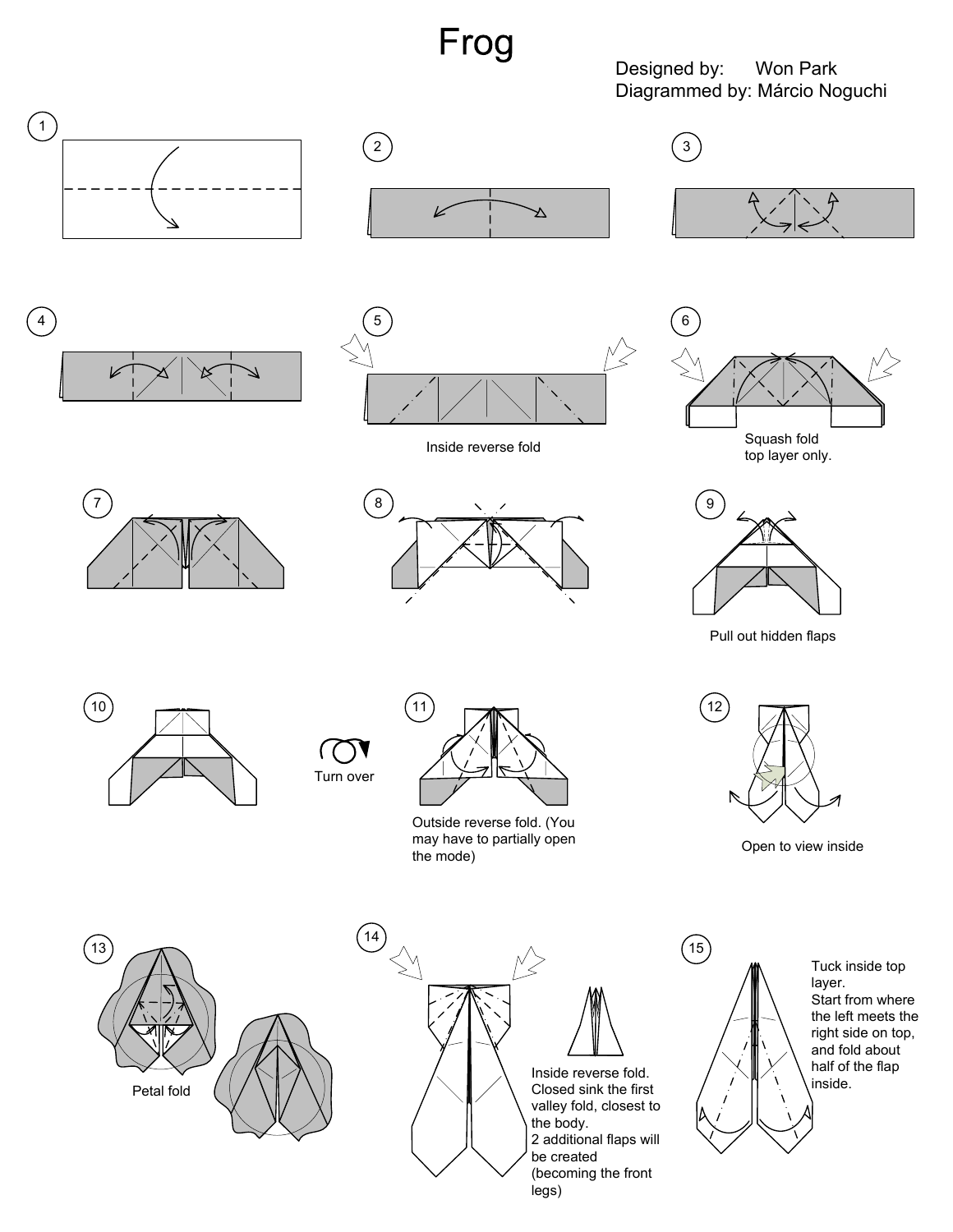# Frog

Designed by: Won Park
Diagrammed by: Márcio Noguchi

1

2

3

4

5

Inside reverse fold

6

Squash fold top layer only.

7

8

9

Pull out hidden flaps

10

Turn over

11

Outside reverse fold. (You may have to partially open the mode)

12

Open to view inside

13

Petal fold

14

Inside reverse fold. Closed sink the first valley fold, closest to the body.
2 additional flaps will be created (becoming the front legs)

15

Tuck inside top layer.
Start from where the left meets the right side on top, and fold about half of the flap inside.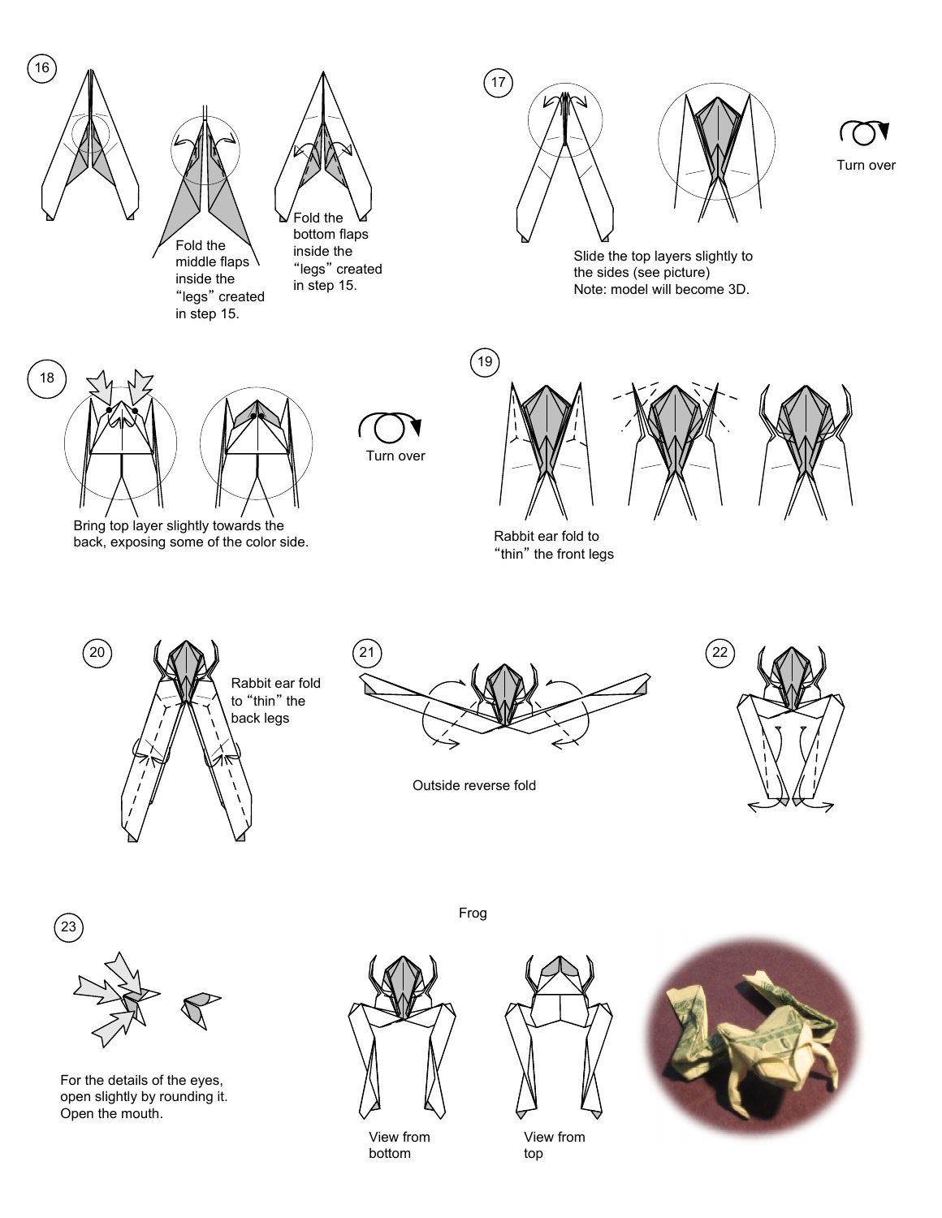16

Fold the middle flaps inside the "legs" created in step 15.

Fold the bottom flaps inside the "legs" created in step 15.

17

Slide the top layers slightly to the sides (see picture)
Note: model will become 3D.

Turn over

18

Bring top layer slightly towards the back, exposing some of the color side.

Turn over

19

Rabbit ear fold to "thin" the front legs

20

Rabbit ear fold to "thin" the back legs

21

Outside reverse fold

22

23

For the details of the eyes, open slightly by rounding it. Open the mouth.

Frog

View from bottom

View from top